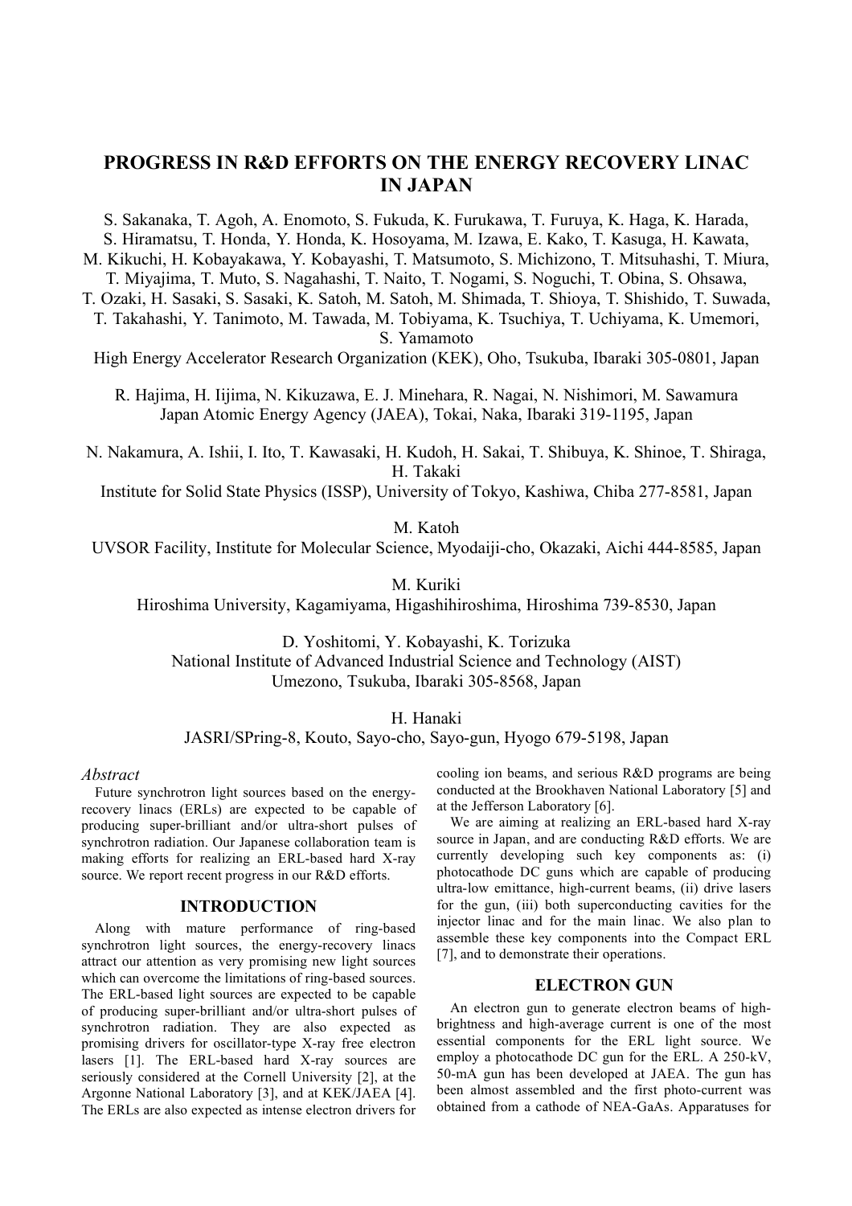# PROGRESS IN R&D EFFORTS ON THE ENERGY RECOVERY LINAC IN JAPAN

S. Sakanaka, T. Agoh, A. Enomoto, S. Fukuda, K. Furukawa, T. Furuya, K. Haga, K. Harada, S. Hiramatsu, T. Honda, Y. Honda, K. Hosoyama, M. Izawa, E. Kako, T. Kasuga, H. Kawata, M. Kikuchi, H. Kobayakawa, Y. Kobayashi, T. Matsumoto, S. Michizono, T. Mitsuhashi, T. Miura, T. Miyajima, T. Muto, S. Nagahashi, T. Naito, T. Nogami, S. Noguchi, T. Obina, S. Ohsawa, T. Ozaki, H. Sasaki, S. Sasaki, K. Satoh, M. Satoh, M. Shimada, T. Shioya, T. Shishido, T. Suwada, T. Takahashi, Y. Tanimoto, M. Tawada, M. Tobiyama, K. Tsuchiya, T. Uchiyama, K. Umemori, S. Yamamoto

High Energy Accelerator Research Organization (KEK), Oho, Tsukuba, Ibaraki 305-0801, Japan

R. Hajima, H. Iijima, N. Kikuzawa, E. J. Minehara, R. Nagai, N. Nishimori, M. Sawamura

Japan Atomic Energy Agency (JAEA), Tokai, Naka, Ibaraki 319-1195, Japan

N. Nakamura, A. Ishii, I. Ito, T. Kawasaki, H. Kudoh, H. Sakai, T. Shibuya, K. Shinoe, T. Shiraga, H. Takaki

Institute for Solid State Physics (ISSP), University of Tokyo, Kashiwa, Chiba 277-8581, Japan

M. Katoh

UVSOR Facility, Institute for Molecular Science, Myodaiji-cho, Okazaki, Aichi 444-8585, Japan

M. Kuriki

Hiroshima University, Kagamiyama, Higashihiroshima, Hiroshima 739-8530, Japan

D. Yoshitomi, Y. Kobayashi, K. Torizuka

National Institute of Advanced Industrial Science and Technology (AIST)
Umezono, Tsukuba, Ibaraki 305-8568, Japan

H. Hanaki

JASRI/SPring-8, Kouto, Sayo-cho, Sayo-gun, Hyogo 679-5198, Japan

*Abstract*

Future synchrotron light sources based on the energy-recovery linacs (ERLs) are expected to be capable of producing super-brilliant and/or ultra-short pulses of synchrotron radiation. Our Japanese collaboration team is making efforts for realizing an ERL-based hard X-ray source. We report recent progress in our R&D efforts.

## INTRODUCTION

Along with mature performance of ring-based synchrotron light sources, the energy-recovery linacs attract our attention as very promising new light sources which can overcome the limitations of ring-based sources. The ERL-based light sources are expected to be capable of producing super-brilliant and/or ultra-short pulses of synchrotron radiation. They are also expected as promising drivers for oscillator-type X-ray free electron lasers [1]. The ERL-based hard X-ray sources are seriously considered at the Cornell University [2], at the Argonne National Laboratory [3], and at KEK/JAEA [4]. The ERLs are also expected as intense electron drivers for cooling ion beams, and serious R&D programs are being conducted at the Brookhaven National Laboratory [5] and at the Jefferson Laboratory [6].

We are aiming at realizing an ERL-based hard X-ray source in Japan, and are conducting R&D efforts. We are currently developing such key components as: (i) photocathode DC guns which are capable of producing ultra-low emittance, high-current beams, (ii) drive lasers for the gun, (iii) both superconducting cavities for the injector linac and for the main linac. We also plan to assemble these key components into the Compact ERL [7], and to demonstrate their operations.

## ELECTRON GUN

An electron gun to generate electron beams of high-brightness and high-average current is one of the most essential components for the ERL light source. We employ a photocathode DC gun for the ERL. A 250-kV, 50-mA gun has been developed at JAEA. The gun has been almost assembled and the first photo-current was obtained from a cathode of NEA-GaAs. Apparatuses for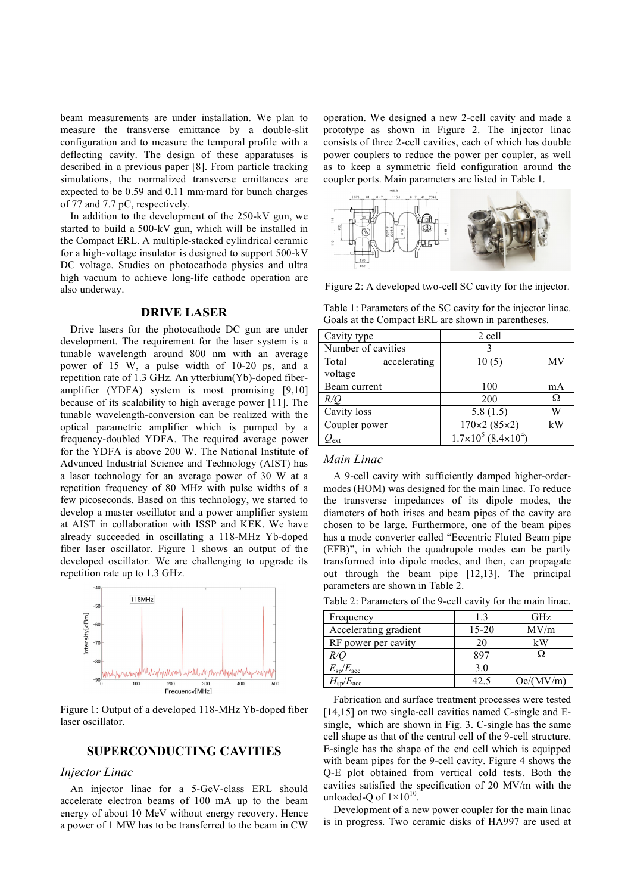beam measurements are under installation. We plan to measure the transverse emittance by a double-slit configuration and to measure the temporal profile with a deflecting cavity. The design of these apparatuses is described in a previous paper [8]. From particle tracking simulations, the normalized transverse emittances are expected to be 0.59 and 0.11 mm·mard for bunch charges of 77 and 7.7 pC, respectively.

In addition to the development of the 250-kV gun, we started to build a 500-kV gun, which will be installed in the Compact ERL. A multiple-stacked cylindrical ceramic for a high-voltage insulator is designed to support 500-kV DC voltage. Studies on photocathode physics and ultra high vacuum to achieve long-life cathode operation are also underway.

## DRIVE LASER

Drive lasers for the photocathode DC gun are under development. The requirement for the laser system is a tunable wavelength around 800 nm with an average power of 15 W, a pulse width of 10-20 ps, and a repetition rate of 1.3 GHz. An ytterbium(Yb)-doped fiber-amplifier (YDFA) system is most promising [9,10] because of its scalability to high average power [11]. The tunable wavelength-conversion can be realized with the optical parametric amplifier which is pumped by a frequency-doubled YDFA. The required average power for the YDFA is above 200 W. The National Institute of Advanced Industrial Science and Technology (AIST) has a laser technology for an average power of 30 W at a repetition frequency of 80 MHz with pulse widths of a few picoseconds. Based on this technology, we started to develop a master oscillator and a power amplifier system at AIST in collaboration with ISSP and KEK. We have already succeeded in oscillating a 118-MHz Yb-doped fiber laser oscillator. Figure 1 shows an output of the developed oscillator. We are challenging to upgrade its repetition rate up to 1.3 GHz.

Figure 1: Output of a developed 118-MHz Yb-doped fiber laser oscillator.

## SUPERCONDUCTING CAVITIES

### *Injector Linac*

An injector linac for a 5-GeV-class ERL should accelerate electron beams of 100 mA up to the beam energy of about 10 MeV without energy recovery. Hence a power of 1 MW has to be transferred to the beam in CW operation. We designed a new 2-cell cavity and made a prototype as shown in Figure 2. The injector linac consists of three 2-cell cavities, each of which has double power couplers to reduce the power per coupler, as well as to keep a symmetric field configuration around the coupler ports. Main parameters are listed in Table 1.

Figure 2: A developed two-cell SC cavity for the injector.

Table 1: Parameters of the SC cavity for the injector linac. Goals at the Compact ERL are shown in parentheses.

| Cavity type | 2 cell | |
|---|---|---|
| Number of cavities | 3 | |
| Total accelerating voltage | 10 (5) | MV |
| Beam current | 100 | mA |
| *R/Q* | 200 | Ω |
| Cavity loss | 5.8 (1.5) | W |
| Coupler power | 170×2 (85×2) | kW |
| $Q_{ext}$ | $1.7\times10^5$ ($8.4\times10^4$) | |

### *Main Linac*

A 9-cell cavity with sufficiently damped higher-order-modes (HOM) was designed for the main linac. To reduce the transverse impedances of its dipole modes, the diameters of both irises and beam pipes of the cavity are chosen to be large. Furthermore, one of the beam pipes has a mode converter called "Eccentric Fluted Beam pipe (EFB)", in which the quadrupole modes can be partly transformed into dipole modes, and then, can propagate out through the beam pipe [12,13]. The principal parameters are shown in Table 2.

Table 2: Parameters of the 9-cell cavity for the main linac.

| Frequency | 1.3 | GHz |
|---|---|---|
| Accelerating gradient | 15-20 | MV/m |
| RF power per cavity | 20 | kW |
| *R/Q* | 897 | Ω |
| $E_{sp}/E_{acc}$ | 3.0 | |
| $H_{sp}/E_{acc}$ | 42.5 | Oe/(MV/m) |

Fabrication and surface treatment processes were tested [14,15] on two single-cell cavities named C-single and E-single, which are shown in Fig. 3. C-single has the same cell shape as that of the central cell of the 9-cell structure. E-single has the shape of the end cell which is equipped with beam pipes for the 9-cell cavity. Figure 4 shows the Q-E plot obtained from vertical cold tests. Both the cavities satisfied the specification of 20 MV/m with the unloaded-Q of $1\times10^{10}$.

Development of a new power coupler for the main linac is in progress. Two ceramic disks of HA997 are used at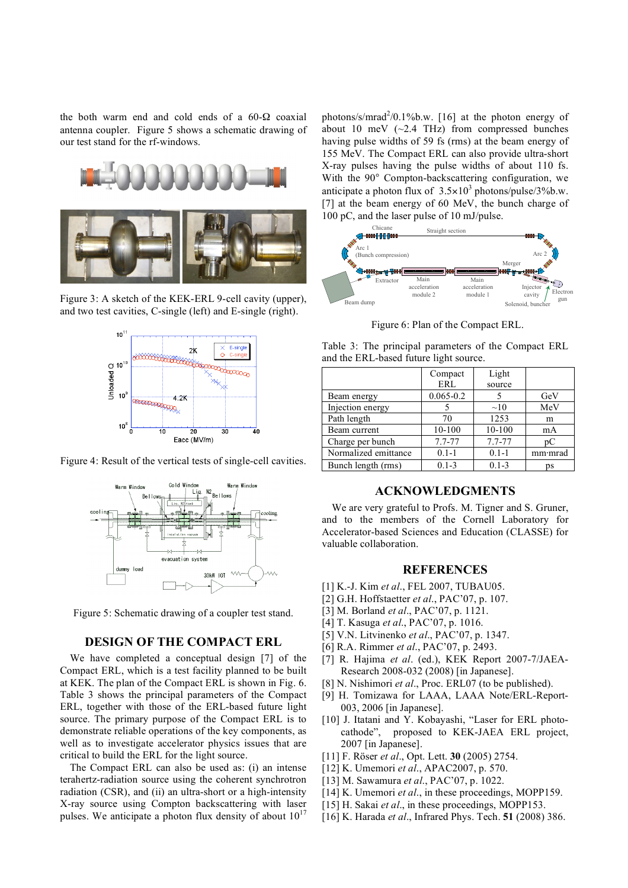the both warm end and cold ends of a 60-Ω coaxial antenna coupler. Figure 5 shows a schematic drawing of our test stand for the rf-windows.

Figure 3: A sketch of the KEK-ERL 9-cell cavity (upper), and two test cavities, C-single (left) and E-single (right).

Unloaded Q
Eacc (MV/m)
2K
4.2K
E-single
C-single

Figure 4: Result of the vertical tests of single-cell cavities.

Warm Window
Cold Window
Warm Window
Bellows
Liq. N2
Bellows
cooling
cooling
evacuation system
dummy load
30kW IOT

Figure 5: Schematic drawing of a coupler test stand.

## DESIGN OF THE COMPACT ERL

We have completed a conceptual design [7] of the Compact ERL, which is a test facility planned to be built at KEK. The plan of the Compact ERL is shown in Fig. 6. Table 3 shows the principal parameters of the Compact ERL, together with those of the ERL-based future light source. The primary purpose of the Compact ERL is to demonstrate reliable operations of the key components, as well as to investigate accelerator physics issues that are critical to build the ERL for the light source.

The Compact ERL can also be used as: (i) an intense terahertz-radiation source using the coherent synchrotron radiation (CSR), and (ii) an ultra-short or a high-intensity X-ray source using Compton backscattering with laser pulses. We anticipate a photon flux density of about $10^{17}$ photons/s/mrad$^2$/0.1%b.w. [16] at the photon energy of about 10 meV (~2.4 THz) from compressed bunches having pulse widths of 59 fs (rms) at the beam energy of 155 MeV. The Compact ERL can also provide ultra-short X-ray pulses having the pulse widths of about 110 fs. With the 90° Compton-backscattering configuration, we anticipate a photon flux of $3.5\times10^3$ photons/pulse/3%b.w. [7] at the beam energy of 60 MeV, the bunch charge of 100 pC, and the laser pulse of 10 mJ/pulse.

Chicane
Straight section
Arc 1
(Bunch compression)
Arc 2
Merger
Extractor
Main acceleration module 2
Main acceleration module 1
Injector cavity
Electron gun
Beam dump
Solenoid, buncher

Figure 6: Plan of the Compact ERL.

Table 3: The principal parameters of the Compact ERL and the ERL-based future light source.

| | Compact ERL | Light source | |
|---|---|---|---|
| Beam energy | 0.065-0.2 | 5 | GeV |
| Injection energy | 5 | ~10 | MeV |
| Path length | 70 | 1253 | m |
| Beam current | 10-100 | 10-100 | mA |
| Charge per bunch | 7.7-77 | 7.7-77 | pC |
| Normalized emittance | 0.1-1 | 0.1-1 | mm·mrad |
| Bunch length (rms) | 0.1-3 | 0.1-3 | ps |

## ACKNOWLEDGMENTS

We are very grateful to Profs. M. Tigner and S. Gruner, and to the members of the Cornell Laboratory for Accelerator-based Sciences and Education (CLASSE) for valuable collaboration.

## REFERENCES

[1] K.-J. Kim *et al.*, FEL 2007, TUBAU05.
[2] G.H. Hoffstaetter *et al.*, PAC'07, p. 107.
[3] M. Borland *et al.*, PAC'07, p. 1121.
[4] T. Kasuga *et al.*, PAC'07, p. 1016.
[5] V.N. Litvinenko *et al.*, PAC'07, p. 1347.
[6] R.A. Rimmer *et al.*, PAC'07, p. 2493.
[7] R. Hajima *et al*. (ed.), KEK Report 2007-7/JAEA-Research 2008-032 (2008) [in Japanese].
[8] N. Nishimori *et al.*, Proc. ERL07 (to be published).
[9] H. Tomizawa for LAAA, LAAA Note/ERL-Report-003, 2006 [in Japanese].
[10] J. Itatani and Y. Kobayashi, "Laser for ERL photo-cathode", proposed to KEK-JAEA ERL project, 2007 [in Japanese].
[11] F. Röser *et al.*, Opt. Lett. **30** (2005) 2754.
[12] K. Umemori *et al.*, APAC2007, p. 570.
[13] M. Sawamura *et al.*, PAC'07, p. 1022.
[14] K. Umemori *et al.*, in these proceedings, MOPP159.
[15] H. Sakai *et al.*, in these proceedings, MOPP153.
[16] K. Harada *et al.*, Infrared Phys. Tech. **51** (2008) 386.